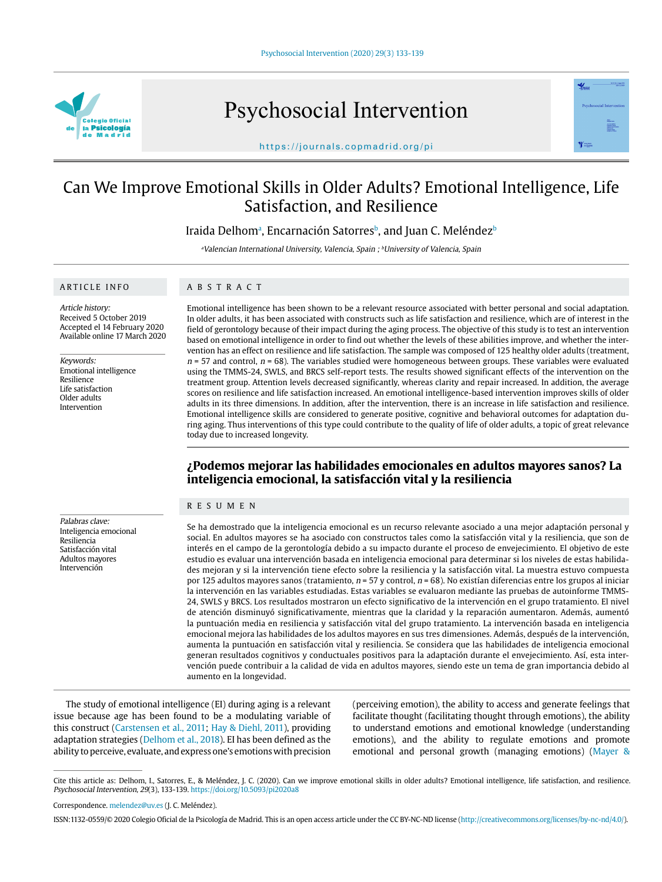# Can We Improve Emotional Skills in Older Adults? Emotional Intelligence, Life Satisfaction, and Resilience

Iraida Delhom[a], Encarnación Satorres[b], and Juan C. Meléndez[b]

[a]Valencian International University, Valencia, Spain ; [b]University of Valencia, Spain

## ARTICLE INFO

*Article history:*
Received 5 October 2019
Accepted el 14 February 2020
Available online 17 March 2020

*Keywords:*
Emotional intelligence
Resilience
Life satisfaction
Older adults
Intervention

## ABSTRACT

Emotional intelligence has been shown to be a relevant resource associated with better personal and social adaptation. In older adults, it has been associated with constructs such as life satisfaction and resilience, which are of interest in the field of gerontology because of their impact during the aging process. The objective of this study is to test an intervention based on emotional intelligence in order to find out whether the levels of these abilities improve, and whether the intervention has an effect on resilience and life satisfaction. The sample was composed of 125 healthy older adults (treatment, $n$ = 57 and control, $n$ = 68). The variables studied were homogeneous between groups. These variables were evaluated using the TMMS-24, SWLS, and BRCS self-report tests. The results showed significant effects of the intervention on the treatment group. Attention levels decreased significantly, whereas clarity and repair increased. In addition, the average scores on resilience and life satisfaction increased. An emotional intelligence-based intervention improves skills of older adults in its three dimensions. In addition, after the intervention, there is an increase in life satisfaction and resilience. Emotional intelligence skills are considered to generate positive, cognitive and behavioral outcomes for adaptation during aging. Thus interventions of this type could contribute to the quality of life of older adults, a topic of great relevance today due to increased longevity.

## ¿Podemos mejorar las habilidades emocionales en adultos mayores sanos? La inteligencia emocional, la satisfacción vital y la resiliencia

*Palabras clave:*
Inteligencia emocional
Resiliencia
Satisfacción vital
Adultos mayores
Intervención

## RESUMEN

Se ha demostrado que la inteligencia emocional es un recurso relevante asociado a una mejor adaptación personal y social. En adultos mayores se ha asociado con constructos tales como la satisfacción vital y la resiliencia, que son de interés en el campo de la gerontología debido a su impacto durante el proceso de envejecimiento. El objetivo de este estudio es evaluar una intervención basada en inteligencia emocional para determinar si los niveles de estas habilidades mejoran y si la intervención tiene efecto sobre la resiliencia y la satisfacción vital. La muestra estuvo compuesta por 125 adultos mayores sanos (tratamiento, $n$ = 57 y control, $n$ = 68). No existían diferencias entre los grupos al iniciar la intervención en las variables estudiadas. Estas variables se evaluaron mediante las pruebas de autoinforme TMMS-24, SWLS y BRCS. Los resultados mostraron un efecto significativo de la intervención en el grupo tratamiento. El nivel de atención disminuyó significativamente, mientras que la claridad y la reparación aumentaron. Además, aumentó la puntuación media en resiliencia y satisfacción vital del grupo tratamiento. La intervención basada en inteligencia emocional mejora las habilidades de los adultos mayores en sus tres dimensiones. Además, después de la intervención, aumenta la puntuación en satisfacción vital y resiliencia. Se considera que las habilidades de inteligencia emocional generan resultados cognitivos y conductuales positivos para la adaptación durante el envejecimiento. Así, esta intervención puede contribuir a la calidad de vida en adultos mayores, siendo este un tema de gran importancia debido al aumento en la longevidad.

The study of emotional intelligence (EI) during aging is a relevant issue because age has been found to be a modulating variable of this construct (Carstensen et al., 2011; Hay & Diehl, 2011), providing adaptation strategies (Delhom et al., 2018). EI has been defined as the ability to perceive, evaluate, and express one's emotions with precision (perceiving emotion), the ability to access and generate feelings that facilitate thought (facilitating thought through emotions), the ability to understand emotions and emotional knowledge (understanding emotions), and the ability to regulate emotions and promote emotional and personal growth (managing emotions) (Mayer &

Cite this article as: Delhom, I., Satorres, E., & Meléndez, J. C. (2020). Can we improve emotional skills in older adults? Emotional intelligence, life satisfaction, and resilience. *Psychosocial Intervention, 29*(3), 133-139. https://doi.org/10.5093/pi2020a8

Correspondence. melendez@uv.es (J. C. Meléndez).

ISSN:1132-0559/© 2020 Colegio Oficial de la Psicología de Madrid. This is an open access article under the CC BY-NC-ND license (http://creativecommons.org/licenses/by-nc-nd/4.0/).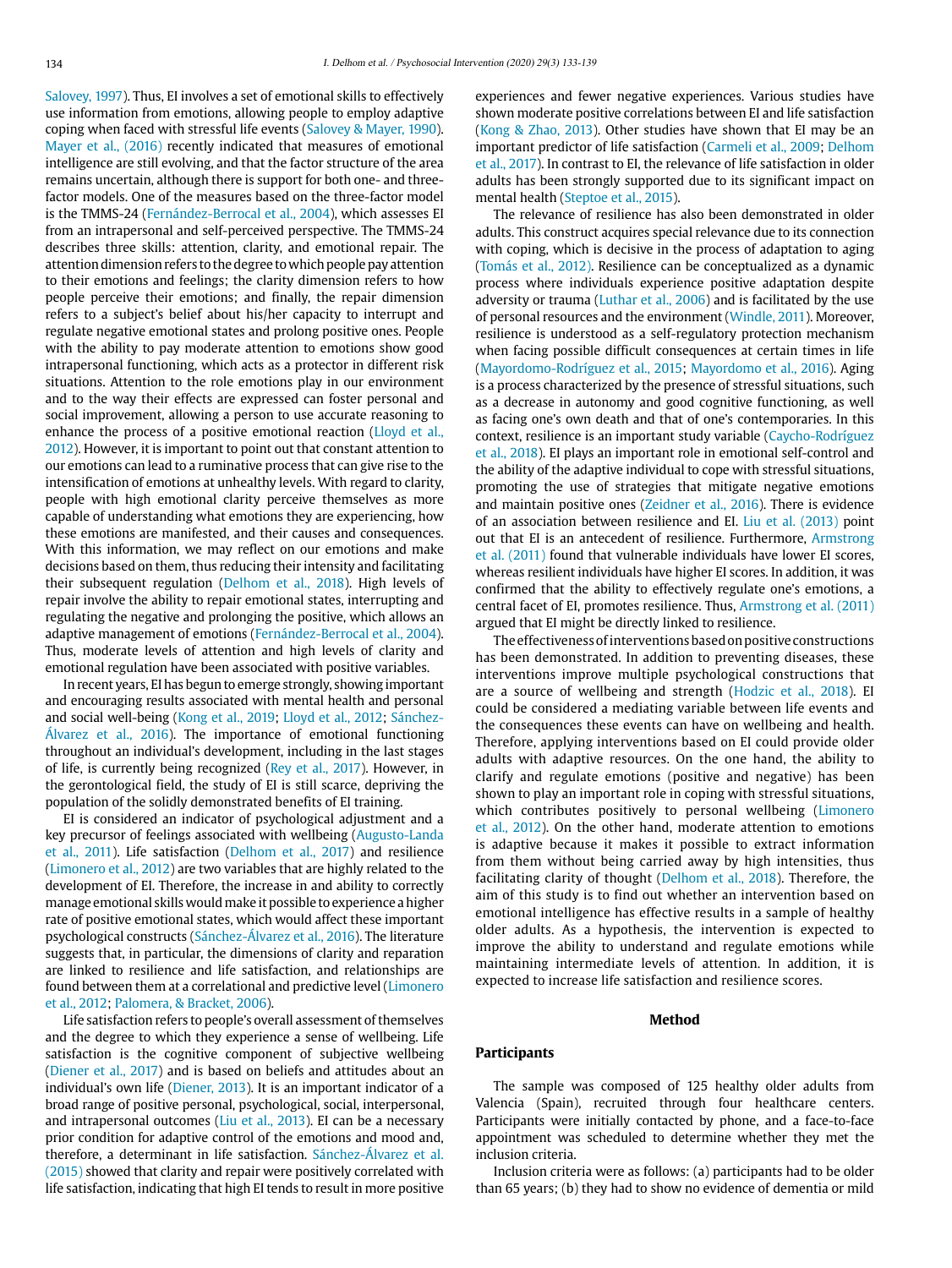Salovey, 1997). Thus, EI involves a set of emotional skills to effectively use information from emotions, allowing people to employ adaptive coping when faced with stressful life events (Salovey & Mayer, 1990). Mayer et al., (2016) recently indicated that measures of emotional intelligence are still evolving, and that the factor structure of the area remains uncertain, although there is support for both one- and three-factor models. One of the measures based on the three-factor model is the TMMS-24 (Fernández-Berrocal et al., 2004), which assesses EI from an intrapersonal and self-perceived perspective. The TMMS-24 describes three skills: attention, clarity, and emotional repair. The attention dimension refers to the degree to which people pay attention to their emotions and feelings; the clarity dimension refers to how people perceive their emotions; and finally, the repair dimension refers to a subject's belief about his/her capacity to interrupt and regulate negative emotional states and prolong positive ones. People with the ability to pay moderate attention to emotions show good intrapersonal functioning, which acts as a protector in different risk situations. Attention to the role emotions play in our environment and to the way their effects are expressed can foster personal and social improvement, allowing a person to use accurate reasoning to enhance the process of a positive emotional reaction (Lloyd et al., 2012). However, it is important to point out that constant attention to our emotions can lead to a ruminative process that can give rise to the intensification of emotions at unhealthy levels. With regard to clarity, people with high emotional clarity perceive themselves as more capable of understanding what emotions they are experiencing, how these emotions are manifested, and their causes and consequences. With this information, we may reflect on our emotions and make decisions based on them, thus reducing their intensity and facilitating their subsequent regulation (Delhom et al., 2018). High levels of repair involve the ability to repair emotional states, interrupting and regulating the negative and prolonging the positive, which allows an adaptive management of emotions (Fernández-Berrocal et al., 2004). Thus, moderate levels of attention and high levels of clarity and emotional regulation have been associated with positive variables.

In recent years, EI has begun to emerge strongly, showing important and encouraging results associated with mental health and personal and social well-being (Kong et al., 2019; Lloyd et al., 2012; Sánchez-Álvarez et al., 2016). The importance of emotional functioning throughout an individual's development, including in the last stages of life, is currently being recognized (Rey et al., 2017). However, in the gerontological field, the study of EI is still scarce, depriving the population of the solidly demonstrated benefits of EI training.

EI is considered an indicator of psychological adjustment and a key precursor of feelings associated with wellbeing (Augusto-Landa et al., 2011). Life satisfaction (Delhom et al., 2017) and resilience (Limonero et al., 2012) are two variables that are highly related to the development of EI. Therefore, the increase in and ability to correctly manage emotional skills would make it possible to experience a higher rate of positive emotional states, which would affect these important psychological constructs (Sánchez-Álvarez et al., 2016). The literature suggests that, in particular, the dimensions of clarity and reparation are linked to resilience and life satisfaction, and relationships are found between them at a correlational and predictive level (Limonero et al., 2012; Palomera, & Bracket, 2006).

Life satisfaction refers to people's overall assessment of themselves and the degree to which they experience a sense of wellbeing. Life satisfaction is the cognitive component of subjective wellbeing (Diener et al., 2017) and is based on beliefs and attitudes about an individual's own life (Diener, 2013). It is an important indicator of a broad range of positive personal, psychological, social, interpersonal, and intrapersonal outcomes (Liu et al., 2013). EI can be a necessary prior condition for adaptive control of the emotions and mood and, therefore, a determinant in life satisfaction. Sánchez-Álvarez et al. (2015) showed that clarity and repair were positively correlated with life satisfaction, indicating that high EI tends to result in more positive experiences and fewer negative experiences. Various studies have shown moderate positive correlations between EI and life satisfaction (Kong & Zhao, 2013). Other studies have shown that EI may be an important predictor of life satisfaction (Carmeli et al., 2009; Delhom et al., 2017). In contrast to EI, the relevance of life satisfaction in older adults has been strongly supported due to its significant impact on mental health (Steptoe et al., 2015).

The relevance of resilience has also been demonstrated in older adults. This construct acquires special relevance due to its connection with coping, which is decisive in the process of adaptation to aging (Tomás et al., 2012). Resilience can be conceptualized as a dynamic process where individuals experience positive adaptation despite adversity or trauma (Luthar et al., 2006) and is facilitated by the use of personal resources and the environment (Windle, 2011). Moreover, resilience is understood as a self-regulatory protection mechanism when facing possible difficult consequences at certain times in life (Mayordomo-Rodríguez et al., 2015; Mayordomo et al., 2016). Aging is a process characterized by the presence of stressful situations, such as a decrease in autonomy and good cognitive functioning, as well as facing one's own death and that of one's contemporaries. In this context, resilience is an important study variable (Caycho-Rodríguez et al., 2018). EI plays an important role in emotional self-control and the ability of the adaptive individual to cope with stressful situations, promoting the use of strategies that mitigate negative emotions and maintain positive ones (Zeidner et al., 2016). There is evidence of an association between resilience and EI. Liu et al. (2013) point out that EI is an antecedent of resilience. Furthermore, Armstrong et al. (2011) found that vulnerable individuals have lower EI scores, whereas resilient individuals have higher EI scores. In addition, it was confirmed that the ability to effectively regulate one's emotions, a central facet of EI, promotes resilience. Thus, Armstrong et al. (2011) argued that EI might be directly linked to resilience.

The effectiveness of interventions based on positive constructions has been demonstrated. In addition to preventing diseases, these interventions improve multiple psychological constructions that are a source of wellbeing and strength (Hodzic et al., 2018). EI could be considered a mediating variable between life events and the consequences these events can have on wellbeing and health. Therefore, applying interventions based on EI could provide older adults with adaptive resources. On the one hand, the ability to clarify and regulate emotions (positive and negative) has been shown to play an important role in coping with stressful situations, which contributes positively to personal wellbeing (Limonero et al., 2012). On the other hand, moderate attention to emotions is adaptive because it makes it possible to extract information from them without being carried away by high intensities, thus facilitating clarity of thought (Delhom et al., 2018). Therefore, the aim of this study is to find out whether an intervention based on emotional intelligence has effective results in a sample of healthy older adults. As a hypothesis, the intervention is expected to improve the ability to understand and regulate emotions while maintaining intermediate levels of attention. In addition, it is expected to increase life satisfaction and resilience scores.

## Method

### Participants

The sample was composed of 125 healthy older adults from Valencia (Spain), recruited through four healthcare centers. Participants were initially contacted by phone, and a face-to-face appointment was scheduled to determine whether they met the inclusion criteria.

Inclusion criteria were as follows: (a) participants had to be older than 65 years; (b) they had to show no evidence of dementia or mild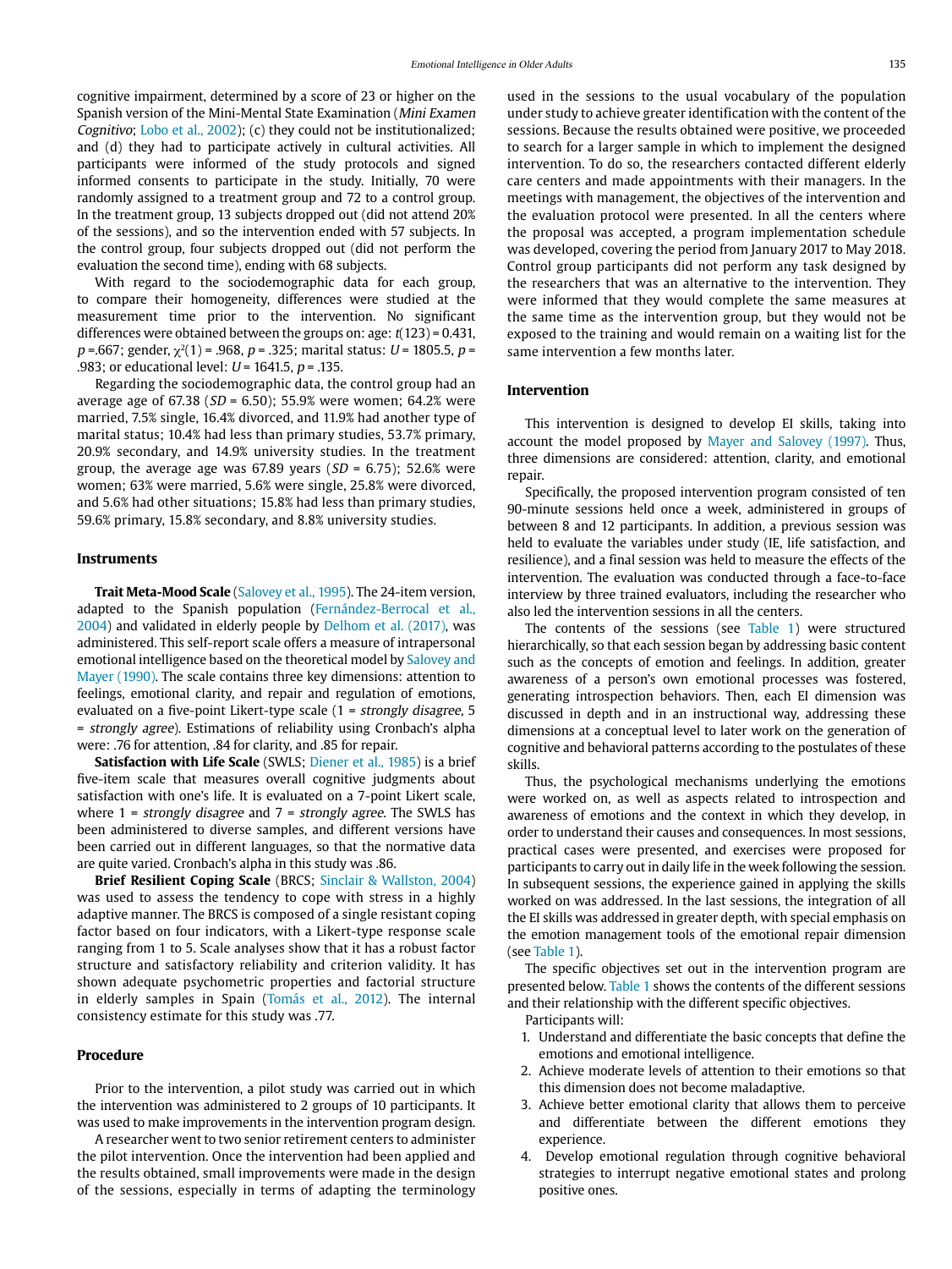cognitive impairment, determined by a score of 23 or higher on the Spanish version of the Mini-Mental State Examination (*Mini Examen Cognitivo*; Lobo et al., 2002); (c) they could not be institutionalized; and (d) they had to participate actively in cultural activities. All participants were informed of the study protocols and signed informed consents to participate in the study. Initially, 70 were randomly assigned to a treatment group and 72 to a control group. In the treatment group, 13 subjects dropped out (did not attend 20% of the sessions), and so the intervention ended with 57 subjects. In the control group, four subjects dropped out (did not perform the evaluation the second time), ending with 68 subjects.

With regard to the sociodemographic data for each group, to compare their homogeneity, differences were studied at the measurement time prior to the intervention. No significant differences were obtained between the groups on: age: $t(123) = 0.431$, $p = .667$; gender, $\chi^2(1) = .968$, $p = .325$; marital status: $U = 1805.5$, $p = .983$; or educational level: $U = 1641.5$, $p = .135$.

Regarding the sociodemographic data, the control group had an average age of 67.38 (*SD* = 6.50); 55.9% were women; 64.2% were married, 7.5% single, 16.4% divorced, and 11.9% had another type of marital status; 10.4% had less than primary studies, 53.7% primary, 20.9% secondary, and 14.9% university studies. In the treatment group, the average age was 67.89 years (*SD* = 6.75); 52.6% were women; 63% were married, 5.6% were single, 25.8% were divorced, and 5.6% had other situations; 15.8% had less than primary studies, 59.6% primary, 15.8% secondary, and 8.8% university studies.

## Instruments

**Trait Meta-Mood Scale** (Salovey et al., 1995). The 24-item version, adapted to the Spanish population (Fernández-Berrocal et al., 2004) and validated in elderly people by Delhom et al. (2017), was administered. This self-report scale offers a measure of intrapersonal emotional intelligence based on the theoretical model by Salovey and Mayer (1990). The scale contains three key dimensions: attention to feelings, emotional clarity, and repair and regulation of emotions, evaluated on a five-point Likert-type scale (1 = *strongly disagree*, 5 = *strongly agree*). Estimations of reliability using Cronbach's alpha were: .76 for attention, .84 for clarity, and .85 for repair.

**Satisfaction with Life Scale** (SWLS; Diener et al., 1985) is a brief five-item scale that measures overall cognitive judgments about satisfaction with one's life. It is evaluated on a 7-point Likert scale, where 1 = *strongly disagree* and 7 = *strongly agree*. The SWLS has been administered to diverse samples, and different versions have been carried out in different languages, so that the normative data are quite varied. Cronbach's alpha in this study was .86.

**Brief Resilient Coping Scale** (BRCS; Sinclair & Wallston, 2004) was used to assess the tendency to cope with stress in a highly adaptive manner. The BRCS is composed of a single resistant coping factor based on four indicators, with a Likert-type response scale ranging from 1 to 5. Scale analyses show that it has a robust factor structure and satisfactory reliability and criterion validity. It has shown adequate psychometric properties and factorial structure in elderly samples in Spain (Tomás et al., 2012). The internal consistency estimate for this study was .77.

## Procedure

Prior to the intervention, a pilot study was carried out in which the intervention was administered to 2 groups of 10 participants. It was used to make improvements in the intervention program design.

A researcher went to two senior retirement centers to administer the pilot intervention. Once the intervention had been applied and the results obtained, small improvements were made in the design of the sessions, especially in terms of adapting the terminology used in the sessions to the usual vocabulary of the population under study to achieve greater identification with the content of the sessions. Because the results obtained were positive, we proceeded to search for a larger sample in which to implement the designed intervention. To do so, the researchers contacted different elderly care centers and made appointments with their managers. In the meetings with management, the objectives of the intervention and the evaluation protocol were presented. In all the centers where the proposal was accepted, a program implementation schedule was developed, covering the period from January 2017 to May 2018. Control group participants did not perform any task designed by the researchers that was an alternative to the intervention. They were informed that they would complete the same measures at the same time as the intervention group, but they would not be exposed to the training and would remain on a waiting list for the same intervention a few months later.

## Intervention

This intervention is designed to develop EI skills, taking into account the model proposed by Mayer and Salovey (1997). Thus, three dimensions are considered: attention, clarity, and emotional repair.

Specifically, the proposed intervention program consisted of ten 90-minute sessions held once a week, administered in groups of between 8 and 12 participants. In addition, a previous session was held to evaluate the variables under study (IE, life satisfaction, and resilience), and a final session was held to measure the effects of the intervention. The evaluation was conducted through a face-to-face interview by three trained evaluators, including the researcher who also led the intervention sessions in all the centers.

The contents of the sessions (see Table 1) were structured hierarchically, so that each session began by addressing basic content such as the concepts of emotion and feelings. In addition, greater awareness of a person's own emotional processes was fostered, generating introspection behaviors. Then, each EI dimension was discussed in depth and in an instructional way, addressing these dimensions at a conceptual level to later work on the generation of cognitive and behavioral patterns according to the postulates of these skills.

Thus, the psychological mechanisms underlying the emotions were worked on, as well as aspects related to introspection and awareness of emotions and the context in which they develop, in order to understand their causes and consequences. In most sessions, practical cases were presented, and exercises were proposed for participants to carry out in daily life in the week following the session. In subsequent sessions, the experience gained in applying the skills worked on was addressed. In the last sessions, the integration of all the EI skills was addressed in greater depth, with special emphasis on the emotion management tools of the emotional repair dimension (see Table 1).

The specific objectives set out in the intervention program are presented below. Table 1 shows the contents of the different sessions and their relationship with the different specific objectives.

Participants will:

1. Understand and differentiate the basic concepts that define the emotions and emotional intelligence.
2. Achieve moderate levels of attention to their emotions so that this dimension does not become maladaptive.
3. Achieve better emotional clarity that allows them to perceive and differentiate between the different emotions they experience.
4. Develop emotional regulation through cognitive behavioral strategies to interrupt negative emotional states and prolong positive ones.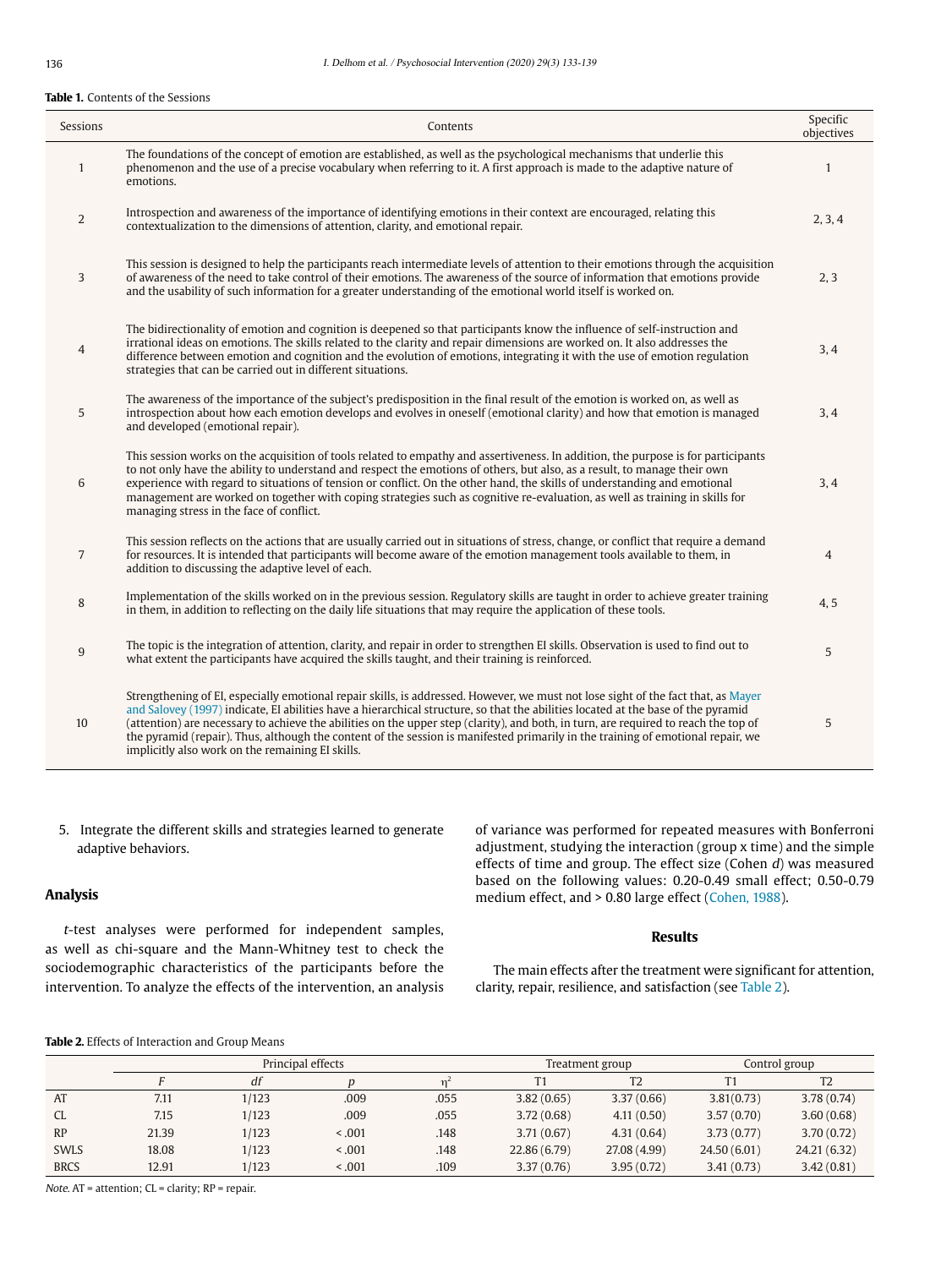**Table 1.** Contents of the Sessions

| Sessions | Contents | Specific objectives |
|---|---|---|
| 1 | The foundations of the concept of emotion are established, as well as the psychological mechanisms that underlie this phenomenon and the use of a precise vocabulary when referring to it. A first approach is made to the adaptive nature of emotions. | 1 |
| 2 | Introspection and awareness of the importance of identifying emotions in their context are encouraged, relating this contextualization to the dimensions of attention, clarity, and emotional repair. | 2, 3, 4 |
| 3 | This session is designed to help the participants reach intermediate levels of attention to their emotions through the acquisition of awareness of the need to take control of their emotions. The awareness of the source of information that emotions provide and the usability of such information for a greater understanding of the emotional world itself is worked on. | 2, 3 |
| 4 | The bidirectionality of emotion and cognition is deepened so that participants know the influence of self-instruction and irrational ideas on emotions. The skills related to the clarity and repair dimensions are worked on. It also addresses the difference between emotion and cognition and the evolution of emotions, integrating it with the use of emotion regulation strategies that can be carried out in different situations. | 3, 4 |
| 5 | The awareness of the importance of the subject's predisposition in the final result of the emotion is worked on, as well as introspection about how each emotion develops and evolves in oneself (emotional clarity) and how that emotion is managed and developed (emotional repair). | 3, 4 |
| 6 | This session works on the acquisition of tools related to empathy and assertiveness. In addition, the purpose is for participants to not only have the ability to understand and respect the emotions of others, but also, as a result, to manage their own experience with regard to situations of tension or conflict. On the other hand, the skills of understanding and emotional management are worked on together with coping strategies such as cognitive re-evaluation, as well as training in skills for managing stress in the face of conflict. | 3, 4 |
| 7 | This session reflects on the actions that are usually carried out in situations of stress, change, or conflict that require a demand for resources. It is intended that participants will become aware of the emotion management tools available to them, in addition to discussing the adaptive level of each. | 4 |
| 8 | Implementation of the skills worked on in the previous session. Regulatory skills are taught in order to achieve greater training in them, in addition to reflecting on the daily life situations that may require the application of these tools. | 4, 5 |
| 9 | The topic is the integration of attention, clarity, and repair in order to strengthen EI skills. Observation is used to find out to what extent the participants have acquired the skills taught, and their training is reinforced. | 5 |
| 10 | Strengthening of EI, especially emotional repair skills, is addressed. However, we must not lose sight of the fact that, as Mayer and Salovey (1997) indicate, EI abilities have a hierarchical structure, so that the abilities located at the base of the pyramid (attention) are necessary to achieve the abilities on the upper step (clarity), and both, in turn, are required to reach the top of the pyramid (repair). Thus, although the content of the session is manifested primarily in the training of emotional repair, we implicitly also work on the remaining EI skills. | 5 |

5. Integrate the different skills and strategies learned to generate adaptive behaviors.

## Analysis

*t*-test analyses were performed for independent samples, as well as chi-square and the Mann-Whitney test to check the sociodemographic characteristics of the participants before the intervention. To analyze the effects of the intervention, an analysis of variance was performed for repeated measures with Bonferroni adjustment, studying the interaction (group x time) and the simple effects of time and group. The effect size (Cohen *d*) was measured based on the following values: 0.20-0.49 small effect; 0.50-0.79 medium effect, and > 0.80 large effect (Cohen, 1988).

## Results

The main effects after the treatment were significant for attention, clarity, repair, resilience, and satisfaction (see Table 2).

**Table 2.** Effects of Interaction and Group Means

| | Principal effects | | | | Treatment group | | Control group | |
|---|---|---|---|---|---|---|---|---|
| | *F* | *df* | *p* | $\eta^2$ | T1 | T2 | T1 | T2 |
| AT | 7.11 | 1/123 | .009 | .055 | 3.82 (0.65) | 3.37 (0.66) | 3.81(0.73) | 3.78 (0.74) |
| CL | 7.15 | 1/123 | .009 | .055 | 3.72 (0.68) | 4.11 (0.50) | 3.57 (0.70) | 3.60 (0.68) |
| RP | 21.39 | 1/123 | < .001 | .148 | 3.71 (0.67) | 4.31 (0.64) | 3.73 (0.77) | 3.70 (0.72) |
| SWLS | 18.08 | 1/123 | < .001 | .148 | 22.86 (6.79) | 27.08 (4.99) | 24.50 (6.01) | 24.21 (6.32) |
| BRCS | 12.91 | 1/123 | < .001 | .109 | 3.37 (0.76) | 3.95 (0.72) | 3.41 (0.73) | 3.42 (0.81) |

*Note.* AT = attention; CL = clarity; RP = repair.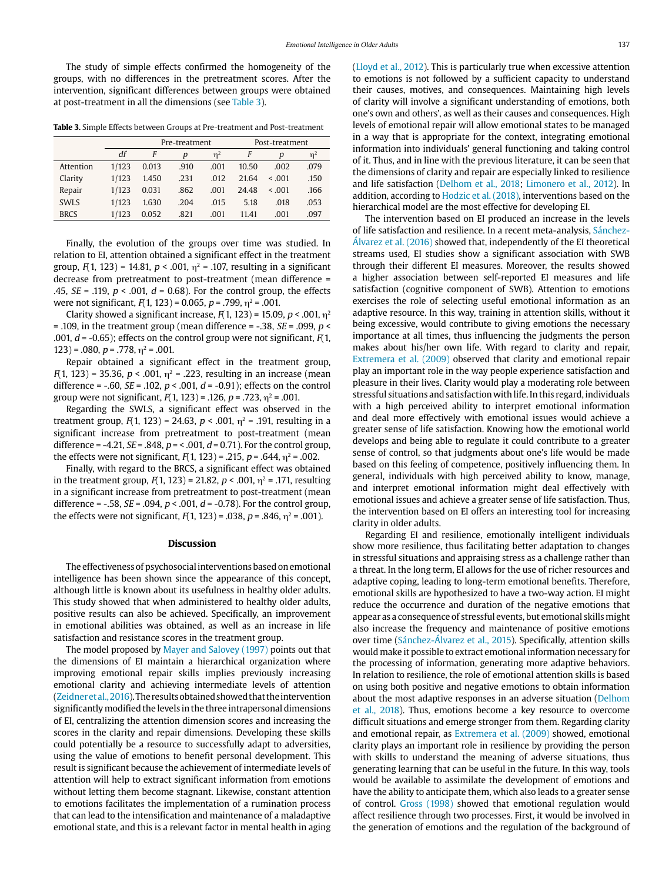The study of simple effects confirmed the homogeneity of the groups, with no differences in the pretreatment scores. After the intervention, significant differences between groups were obtained at post-treatment in all the dimensions (see Table 3).

**Table 3.** Simple Effects between Groups at Pre-treatment and Post-treatment

| | Pre-treatment | | | | Post-treatment | | |
|---|---|---|---|---|---|---|---|
| | *df* | *F* | *p* | $\eta^2$ | *F* | *p* | $\eta^2$ |
| Attention | 1/123 | 0.013 | .910 | .001 | 10.50 | .002 | .079 |
| Clarity | 1/123 | 1.450 | .231 | .012 | 21.64 | < .001 | .150 |
| Repair | 1/123 | 0.031 | .862 | .001 | 24.48 | < .001 | .166 |
| SWLS | 1/123 | 1.630 | .204 | .015 | 5.18 | .018 | .053 |
| BRCS | 1/123 | 0.052 | .821 | .001 | 11.41 | .001 | .097 |

Finally, the evolution of the groups over time was studied. In relation to EI, attention obtained a significant effect in the treatment group, $F(1, 123) = 14.81$, $p < .001$, $\eta^2 = .107$, resulting in a significant decrease from pretreatment to post-treatment (mean difference = .45, $SE = .119$, $p < .001$, $d = 0.68$). For the control group, the effects were not significant, $F(1, 123) = 0.065$, $p = .799$, $\eta^2 = .001$.

Clarity showed a significant increase, $F(1, 123) = 15.09$, $p < .001$, $\eta^2 = .109$, in the treatment group (mean difference = -.38, $SE = .099$, $p < .001$, $d = -0.65$); effects on the control group were not significant, $F(1, 123) = .080$, $p = .778$, $\eta^2 = .001$.

Repair obtained a significant effect in the treatment group, $F(1, 123) = 35.36$, $p < .001$, $\eta^2 = .223$, resulting in an increase (mean difference = -.60, $SE = .102$, $p < .001$, $d = -0.91$); effects on the control group were not significant, $F(1, 123) = .126$, $p = .723$, $\eta^2 = .001$.

Regarding the SWLS, a significant effect was observed in the treatment group, $F(1, 123) = 24.63$, $p < .001$, $\eta^2 = .191$, resulting in a significant increase from pretreatment to post-treatment (mean difference = -4.21, $SE = .848$, $p = < .001$, $d = 0.71$). For the control group, the effects were not significant, $F(1, 123) = .215$, $p = .644$, $\eta^2 = .002$.

Finally, with regard to the BRCS, a significant effect was obtained in the treatment group, $F(1, 123) = 21.82$, $p < .001$, $\eta^2 = .171$, resulting in a significant increase from pretreatment to post-treatment (mean difference = -.58, $SE = .094$, $p < .001$, $d = -0.78$). For the control group, the effects were not significant, $F(1, 123) = .038$, $p = .846$, $\eta^2 = .001$).

## Discussion

The effectiveness of psychosocial interventions based on emotional intelligence has been shown since the appearance of this concept, although little is known about its usefulness in healthy older adults. This study showed that when administered to healthy older adults, positive results can also be achieved. Specifically, an improvement in emotional abilities was obtained, as well as an increase in life satisfaction and resistance scores in the treatment group.

The model proposed by Mayer and Salovey (1997) points out that the dimensions of EI maintain a hierarchical organization where improving emotional repair skills implies previously increasing emotional clarity and achieving intermediate levels of attention (Zeidner et al., 2016). The results obtained showed that the intervention significantly modified the levels in the three intrapersonal dimensions of EI, centralizing the attention dimension scores and increasing the scores in the clarity and repair dimensions. Developing these skills could potentially be a resource to successfully adapt to adversities, using the value of emotions to benefit personal development. This result is significant because the achievement of intermediate levels of attention will help to extract significant information from emotions without letting them become stagnant. Likewise, constant attention to emotions facilitates the implementation of a rumination process that can lead to the intensification and maintenance of a maladaptive emotional state, and this is a relevant factor in mental health in aging (Lloyd et al., 2012). This is particularly true when excessive attention to emotions is not followed by a sufficient capacity to understand their causes, motives, and consequences. Maintaining high levels of clarity will involve a significant understanding of emotions, both one's own and others', as well as their causes and consequences. High levels of emotional repair will allow emotional states to be managed in a way that is appropriate for the context, integrating emotional information into individuals' general functioning and taking control of it. Thus, and in line with the previous literature, it can be seen that the dimensions of clarity and repair are especially linked to resilience and life satisfaction (Delhom et al., 2018; Limonero et al., 2012). In addition, according to Hodzic et al. (2018), interventions based on the hierarchical model are the most effective for developing EI.

The intervention based on EI produced an increase in the levels of life satisfaction and resilience. In a recent meta-analysis, Sánchez-Álvarez et al. (2016) showed that, independently of the EI theoretical streams used, EI studies show a significant association with SWB through their different EI measures. Moreover, the results showed a higher association between self-reported EI measures and life satisfaction (cognitive component of SWB). Attention to emotions exercises the role of selecting useful emotional information as an adaptive resource. In this way, training in attention skills, without it being excessive, would contribute to giving emotions the necessary importance at all times, thus influencing the judgments the person makes about his/her own life. With regard to clarity and repair, Extremera et al. (2009) observed that clarity and emotional repair play an important role in the way people experience satisfaction and pleasure in their lives. Clarity would play a moderating role between stressful situations and satisfaction with life. In this regard, individuals with a high perceived ability to interpret emotional information and deal more effectively with emotional issues would achieve a greater sense of life satisfaction. Knowing how the emotional world develops and being able to regulate it could contribute to a greater sense of control, so that judgments about one's life would be made based on this feeling of competence, positively influencing them. In general, individuals with high perceived ability to know, manage, and interpret emotional information might deal effectively with emotional issues and achieve a greater sense of life satisfaction. Thus, the intervention based on EI offers an interesting tool for increasing clarity in older adults.

Regarding EI and resilience, emotionally intelligent individuals show more resilience, thus facilitating better adaptation to changes in stressful situations and appraising stress as a challenge rather than a threat. In the long term, EI allows for the use of richer resources and adaptive coping, leading to long-term emotional benefits. Therefore, emotional skills are hypothesized to have a two-way action. EI might reduce the occurrence and duration of the negative emotions that appear as a consequence of stressful events, but emotional skills might also increase the frequency and maintenance of positive emotions over time (Sánchez-Álvarez et al., 2015). Specifically, attention skills would make it possible to extract emotional information necessary for the processing of information, generating more adaptive behaviors. In relation to resilience, the role of emotional attention skills is based on using both positive and negative emotions to obtain information about the most adaptive responses in an adverse situation (Delhom et al., 2018). Thus, emotions become a key resource to overcome difficult situations and emerge stronger from them. Regarding clarity and emotional repair, as Extremera et al. (2009) showed, emotional clarity plays an important role in resilience by providing the person with skills to understand the meaning of adverse situations, thus generating learning that can be useful in the future. In this way, tools would be available to assimilate the development of emotions and have the ability to anticipate them, which also leads to a greater sense of control. Gross (1998) showed that emotional regulation would affect resilience through two processes. First, it would be involved in the generation of emotions and the regulation of the background of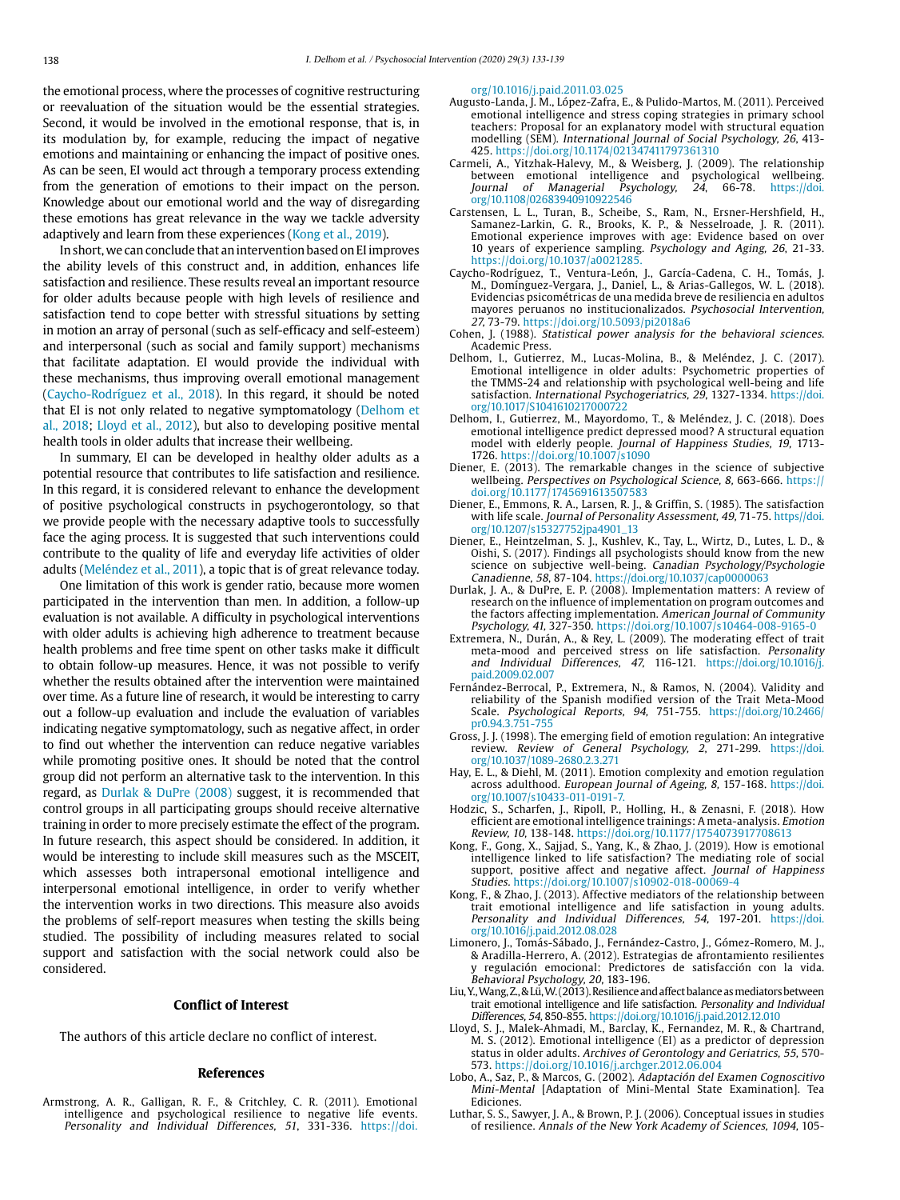the emotional process, where the processes of cognitive restructuring or reevaluation of the situation would be the essential strategies. Second, it would be involved in the emotional response, that is, in its modulation by, for example, reducing the impact of negative emotions and maintaining or enhancing the impact of positive ones. As can be seen, EI would act through a temporary process extending from the generation of emotions to their impact on the person. Knowledge about our emotional world and the way of disregarding these emotions has great relevance in the way we tackle adversity adaptively and learn from these experiences (Kong et al., 2019).

In short, we can conclude that an intervention based on EI improves the ability levels of this construct and, in addition, enhances life satisfaction and resilience. These results reveal an important resource for older adults because people with high levels of resilience and satisfaction tend to cope better with stressful situations by setting in motion an array of personal (such as self-efficacy and self-esteem) and interpersonal (such as social and family support) mechanisms that facilitate adaptation. EI would provide the individual with these mechanisms, thus improving overall emotional management (Caycho-Rodríguez et al., 2018). In this regard, it should be noted that EI is not only related to negative symptomatology (Delhom et al., 2018; Lloyd et al., 2012), but also to developing positive mental health tools in older adults that increase their wellbeing.

In summary, EI can be developed in healthy older adults as a potential resource that contributes to life satisfaction and resilience. In this regard, it is considered relevant to enhance the development of positive psychological constructs in psychogerontology, so that we provide people with the necessary adaptive tools to successfully face the aging process. It is suggested that such interventions could contribute to the quality of life and everyday life activities of older adults (Meléndez et al., 2011), a topic that is of great relevance today.

One limitation of this work is gender ratio, because more women participated in the intervention than men. In addition, a follow-up evaluation is not available. A difficulty in psychological interventions with older adults is achieving high adherence to treatment because health problems and free time spent on other tasks make it difficult to obtain follow-up measures. Hence, it was not possible to verify whether the results obtained after the intervention were maintained over time. As a future line of research, it would be interesting to carry out a follow-up evaluation and include the evaluation of variables indicating negative symptomatology, such as negative affect, in order to find out whether the intervention can reduce negative variables while promoting positive ones. It should be noted that the control group did not perform an alternative task to the intervention. In this regard, as Durlak & DuPre (2008) suggest, it is recommended that control groups in all participating groups should receive alternative training in order to more precisely estimate the effect of the program. In future research, this aspect should be considered. In addition, it would be interesting to include skill measures such as the MSCEIT, which assesses both intrapersonal emotional intelligence and interpersonal emotional intelligence, in order to verify whether the intervention works in two directions. This measure also avoids the problems of self-report measures when testing the skills being studied. The possibility of including measures related to social support and satisfaction with the social network could also be considered.

## Conflict of Interest

The authors of this article declare no conflict of interest.

## References

Armstrong, A. R., Galligan, R. F., & Critchley, C. R. (2011). Emotional intelligence and psychological resilience to negative life events. *Personality and Individual Differences, 51*, 331-336. https://doi.org/10.1016/j.paid.2011.03.025

Augusto-Landa, J. M., López-Zafra, E., & Pulido-Martos, M. (2011). Perceived emotional intelligence and stress coping strategies in primary school teachers: Proposal for an explanatory model with structural equation modelling (SEM). *International Journal of Social Psychology, 26*, 413-425. https://doi.org/10.1174/021347411797361310

Carmeli, A., Yitzhak-Halevy, M., & Weisberg, J. (2009). The relationship between emotional intelligence and psychological wellbeing. *Journal of Managerial Psychology, 24*, 66-78. https://doi.org/10.1108/02683940910922546

Carstensen, L. L., Turan, B., Scheibe, S., Ram, N., Ersner-Hershfield, H., Samanez-Larkin, G. R., Brooks, K. P., & Nesselroade, J. R. (2011). Emotional experience improves with age: Evidence based on over 10 years of experience sampling. *Psychology and Aging, 26*, 21-33. https://doi.org/10.1037/a0021285.

Caycho-Rodríguez, T., Ventura-León, J., García-Cadena, C. H., Tomás, J. M., Domínguez-Vergara, J., Daniel, L., & Arias-Gallegos, W. L. (2018). Evidencias psicométricas de una medida breve de resiliencia en adultos mayores peruanos no institucionalizados. *Psychosocial Intervention, 27*, 73-79. https://doi.org/10.5093/pi2018a6

Cohen, J. (1988). *Statistical power analysis for the behavioral sciences*. Academic Press.

Delhom, I., Gutierrez, M., Lucas-Molina, B., & Meléndez, J. C. (2017). Emotional intelligence in older adults: Psychometric properties of the TMMS-24 and relationship with psychological well-being and life satisfaction. *International Psychogeriatrics, 29*, 1327-1334. https://doi.org/10.1017/S1041610217000722

Delhom, I., Gutierrez, M., Mayordomo, T., & Meléndez, J. C. (2018). Does emotional intelligence predict depressed mood? A structural equation model with elderly people. *Journal of Happiness Studies, 19*, 1713-1726. https://doi.org/10.1007/s1090

Diener, E. (2013). The remarkable changes in the science of subjective wellbeing. *Perspectives on Psychological Science, 8*, 663-666. https://doi.org/10.1177/1745691613507583

Diener, E., Emmons, R. A., Larsen, R. J., & Griffin, S. (1985). The satisfaction with life scale. *Journal of Personality Assessment, 49*, 71-75. https//doi.org/10.1207/s15327752jpa4901_13

Diener, E., Heintzelman, S. J., Kushlev, K., Tay, L., Wirtz, D., Lutes, L. D., & Oishi, S. (2017). Findings all psychologists should know from the new science on subjective well-being. *Canadian Psychology/Psychologie Canadienne, 58*, 87-104. https://doi.org/10.1037/cap0000063

Durlak, J. A., & DuPre, E. P. (2008). Implementation matters: A review of research on the influence of implementation on program outcomes and the factors affecting implementation. *American Journal of Community Psychology, 41*, 327-350. https://doi.org/10.1007/s10464-008-9165-0

Extremera, N., Durán, A., & Rey, L. (2009). The moderating effect of trait meta-mood and perceived stress on life satisfaction. *Personality and Individual Differences, 47*, 116-121. https://doi.org/10.1016/j.paid.2009.02.007

Fernández-Berrocal, P., Extremera, N., & Ramos, N. (2004). Validity and reliability of the Spanish modified version of the Trait Meta-Mood Scale. *Psychological Reports, 94*, 751-755. https://doi.org/10.2466/pr0.94.3.751-755

Gross, J. J. (1998). The emerging field of emotion regulation: An integrative review. *Review of General Psychology, 2*, 271-299. https://doi.org/10.1037/1089-2680.2.3.271

Hay, E. L., & Diehl, M. (2011). Emotion complexity and emotion regulation across adulthood. *European Journal of Ageing, 8*, 157-168. https://doi.org/10.1007/s10433-011-0191-7.

Hodzic, S., Scharfen, J., Ripoll, P., Holling, H., & Zenasni, F. (2018). How efficient are emotional intelligence trainings: A meta-analysis. *Emotion Review, 10*, 138-148. https://doi.org/10.1177/1754073917708613

Kong, F., Gong, X., Sajjad, S., Yang, K., & Zhao, J. (2019). How is emotional intelligence linked to life satisfaction? The mediating role of social support, positive affect and negative affect. *Journal of Happiness Studies*. https://doi.org/10.1007/s10902-018-00069-4

Kong, F., & Zhao, J. (2013). Affective mediators of the relationship between trait emotional intelligence and life satisfaction in young adults. *Personality and Individual Differences, 54*, 197-201. https://doi.org/10.1016/j.paid.2012.08.028

Limonero, J., Tomás-Sábado, J., Fernández-Castro, J., Gómez-Romero, M. J., & Aradilla-Herrero, A. (2012). Estrategias de afrontamiento resilientes y regulación emocional: Predictores de satisfacción con la vida. *Behavioral Psychology, 20*, 183-196.

Liu, Y., Wang, Z., & Lü, W. (2013). Resilience and affect balance as mediators between trait emotional intelligence and life satisfaction. *Personality and Individual Differences, 54*, 850-855. https://doi.org/10.1016/j.paid.2012.12.010

Lloyd, S. J., Malek-Ahmadi, M., Barclay, K., Fernandez, M. R., & Chartrand, M. S. (2012). Emotional intelligence (EI) as a predictor of depression status in older adults. *Archives of Gerontology and Geriatrics, 55*, 570-573. https://doi.org/10.1016/j.archger.2012.06.004

Lobo, A., Saz, P., & Marcos, G. (2002). *Adaptación del Examen Cognoscitivo Mini-Mental* [Adaptation of Mini-Mental State Examination]. Tea Ediciones.

Luthar, S. S., Sawyer, J. A., & Brown, P. J. (2006). Conceptual issues in studies of resilience. *Annals of the New York Academy of Sciences, 1094*, 105-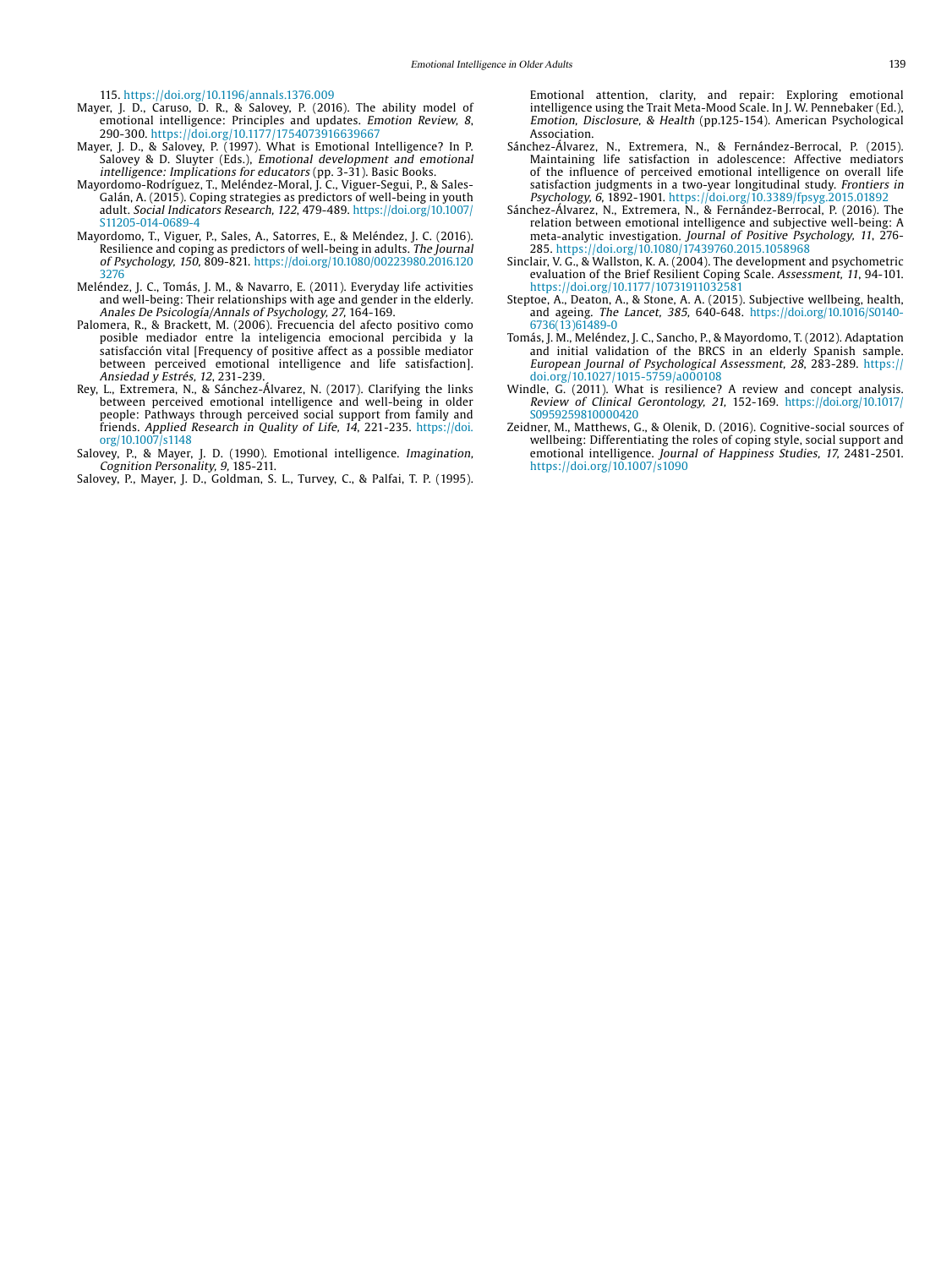115. https://doi.org/10.1196/annals.1376.009

Mayer, J. D., Caruso, D. R., & Salovey, P. (2016). The ability model of emotional intelligence: Principles and updates. *Emotion Review, 8*, 290-300. https://doi.org/10.1177/1754073916639667

Mayer, J. D., & Salovey, P. (1997). What is Emotional Intelligence? In P. Salovey & D. Sluyter (Eds.), *Emotional development and emotional intelligence: Implications for educators* (pp. 3-31). Basic Books.

Mayordomo-Rodríguez, T., Meléndez-Moral, J. C., Viguer-Segui, P., & Sales-Galán, A. (2015). Coping strategies as predictors of well-being in youth adult. *Social Indicators Research, 122*, 479-489. https://doi.org/10.1007/S11205-014-0689-4

Mayordomo, T., Viguer, P., Sales, A., Satorres, E., & Meléndez, J. C. (2016). Resilience and coping as predictors of well-being in adults. *The Journal of Psychology, 150*, 809-821. https://doi.org/10.1080/00223980.2016.1203276

Meléndez, J. C., Tomás, J. M., & Navarro, E. (2011). Everyday life activities and well-being: Their relationships with age and gender in the elderly. *Anales De Psicología/Annals of Psychology, 27*, 164-169.

Palomera, R., & Brackett, M. (2006). Frecuencia del afecto positivo como posible mediador entre la inteligencia emocional percibida y la satisfacción vital [Frequency of positive affect as a possible mediator between perceived emotional intelligence and life satisfaction]. *Ansiedad y Estrés, 12*, 231-239.

Rey, L., Extremera, N., & Sánchez-Álvarez, N. (2017). Clarifying the links between perceived emotional intelligence and well-being in older people: Pathways through perceived social support from family and friends. *Applied Research in Quality of Life, 14*, 221-235. https://doi.org/10.1007/s1148

Salovey, P., & Mayer, J. D. (1990). Emotional intelligence. *Imagination, Cognition Personality, 9*, 185-211.

Salovey, P., Mayer, J. D., Goldman, S. L., Turvey, C., & Palfai, T. P. (1995). Emotional attention, clarity, and repair: Exploring emotional intelligence using the Trait Meta-Mood Scale. In J. W. Pennebaker (Ed.), *Emotion, Disclosure, & Health* (pp.125-154). American Psychological Association.

Sánchez-Álvarez, N., Extremera, N., & Fernández-Berrocal, P. (2015). Maintaining life satisfaction in adolescence: Affective mediators of the influence of perceived emotional intelligence on overall life satisfaction judgments in a two-year longitudinal study. *Frontiers in Psychology, 6*, 1892-1901. https://doi.org/10.3389/fpsyg.2015.01892

Sánchez-Álvarez, N., Extremera, N., & Fernández-Berrocal, P. (2016). The relation between emotional intelligence and subjective well-being: A meta-analytic investigation. *Journal of Positive Psychology, 11*, 276-285. https://doi.org/10.1080/17439760.2015.1058968

Sinclair, V. G., & Wallston, K. A. (2004). The development and psychometric evaluation of the Brief Resilient Coping Scale. *Assessment, 11*, 94-101. https://doi.org/10.1177/10731911032581

Steptoe, A., Deaton, A., & Stone, A. A. (2015). Subjective wellbeing, health, and ageing. *The Lancet, 385*, 640-648. https://doi.org/10.1016/S0140-6736(13)61489-0

Tomás, J. M., Meléndez, J. C., Sancho, P., & Mayordomo, T. (2012). Adaptation and initial validation of the BRCS in an elderly Spanish sample. *European Journal of Psychological Assessment, 28*, 283-289. https://doi.org/10.1027/1015-5759/a000108

Windle, G. (2011). What is resilience? A review and concept analysis. *Review of Clinical Gerontology, 21*, 152-169. https://doi.org/10.1017/S0959259810000420

Zeidner, M., Matthews, G., & Olenik, D. (2016). Cognitive-social sources of wellbeing: Differentiating the roles of coping style, social support and emotional intelligence. *Journal of Happiness Studies, 17*, 2481-2501. https://doi.org/10.1007/s1090